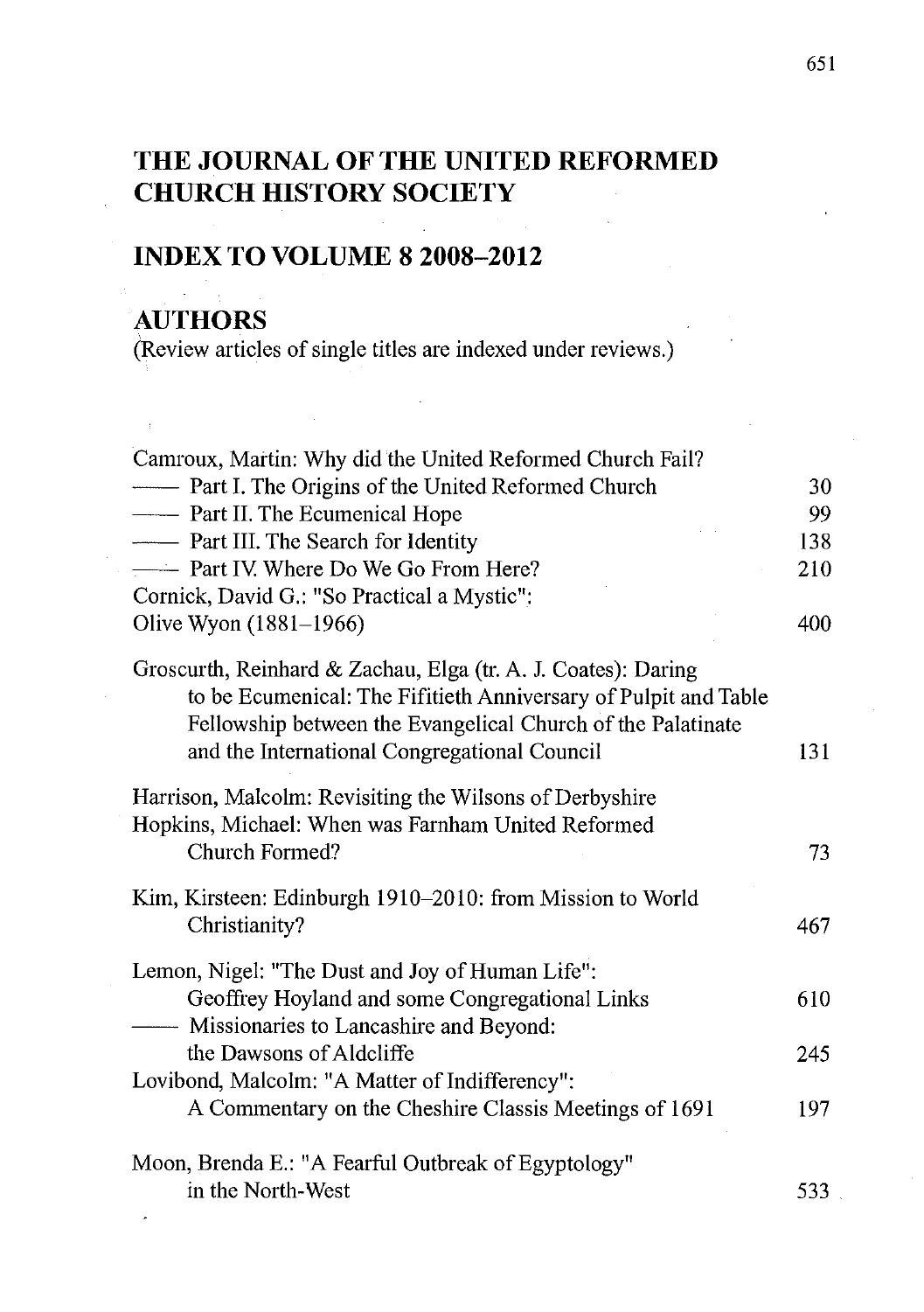# THE JOURNAL OF THE UNITED REFORMED CHURCH HISTORY SOCIETY

## INDEX TO VOLUME 8 2008–2012

## AUTHORS

(Review articles of single titles are indexed under reviews.)

| | |
|---|---|
| Camroux, Martin: Why did the United Reformed Church Fail? | |
| —— Part I. The Origins of the United Reformed Church | 30 |
| —— Part II. The Ecumenical Hope | 99 |
| —— Part III. The Search for Identity | 138 |
| —— Part IV. Where Do We Go From Here? | 210 |
| Cornick, David G.: "So Practical a Mystic": Olive Wyon (1881–1966) | 400 |
| Groscurth, Reinhard & Zachau, Elga (tr. A. J. Coates): Daring to be Ecumenical: The Fifitieth Anniversary of Pulpit and Table Fellowship between the Evangelical Church of the Palatinate and the International Congregational Council | 131 |
| Harrison, Malcolm: Revisiting the Wilsons of Derbyshire | |
| Hopkins, Michael: When was Farnham United Reformed Church Formed? | 73 |
| Kim, Kirsteen: Edinburgh 1910–2010: from Mission to World Christianity? | 467 |
| Lemon, Nigel: "The Dust and Joy of Human Life": Geoffrey Hoyland and some Congregational Links | 610 |
| —— Missionaries to Lancashire and Beyond: the Dawsons of Aldcliffe | 245 |
| Lovibond, Malcolm: "A Matter of Indifferency": A Commentary on the Cheshire Classis Meetings of 1691 | 197 |
| Moon, Brenda E.: "A Fearful Outbreak of Egyptology" in the North-West | 533 |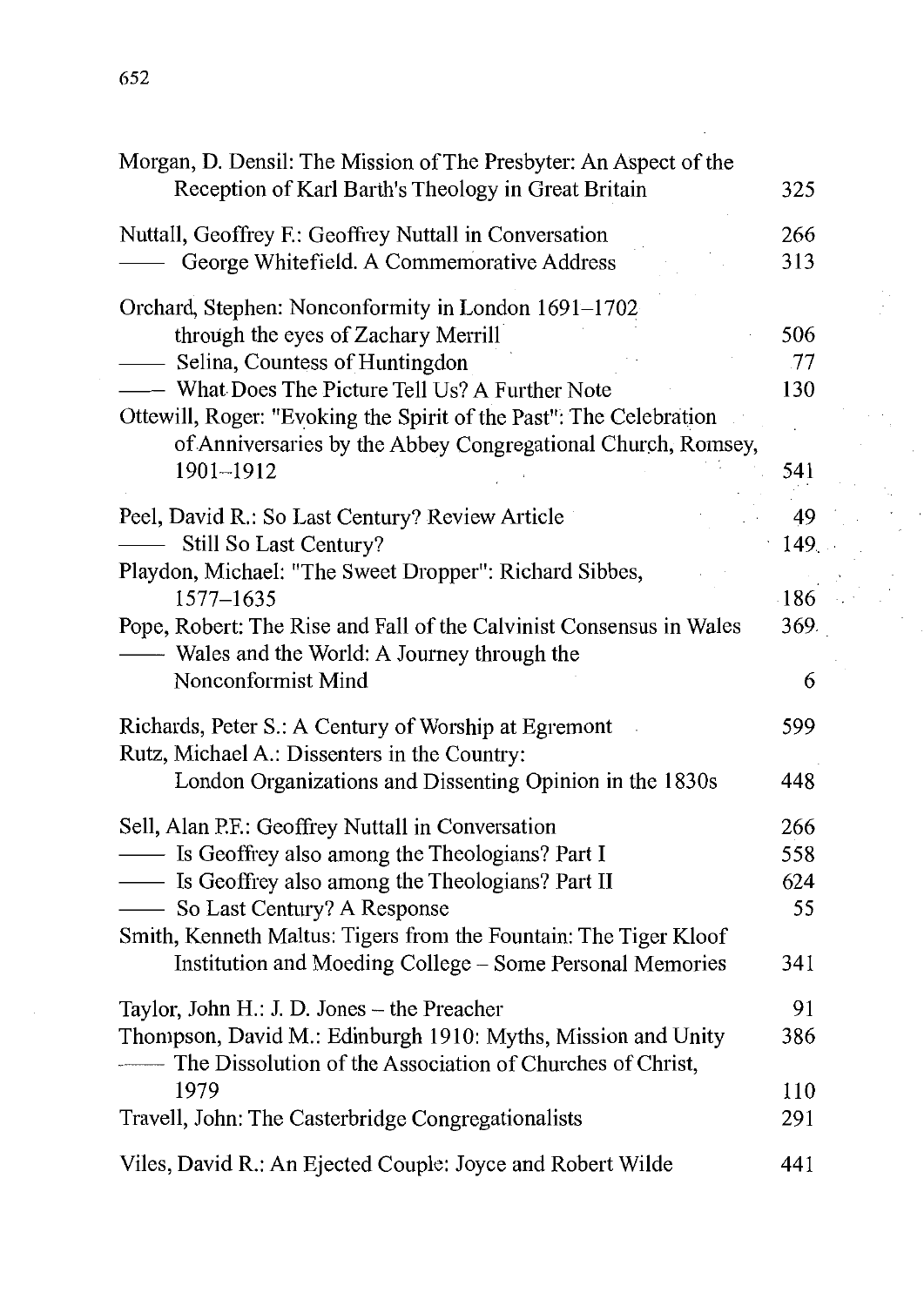Morgan, D. Densil: The Mission of The Presbyter: An Aspect of the Reception of Karl Barth's Theology in Great Britain 325

Nuttall, Geoffrey F.: Geoffrey Nuttall in Conversation 266
—— George Whitefield. A Commemorative Address 313

Orchard, Stephen: Nonconformity in London 1691–1702 through the eyes of Zachary Merrill 506
—— Selina, Countess of Huntingdon 77
—— What Does The Picture Tell Us? A Further Note 130

Ottewill, Roger: "Evoking the Spirit of the Past": The Celebration of Anniversaries by the Abbey Congregational Church, Romsey, 1901–1912 541

Peel, David R.: So Last Century? Review Article 49
—— Still So Last Century? 149

Playdon, Michael: "The Sweet Dropper": Richard Sibbes, 1577–1635 186

Pope, Robert: The Rise and Fall of the Calvinist Consensus in Wales 369
—— Wales and the World: A Journey through the Nonconformist Mind 6

Richards, Peter S.: A Century of Worship at Egremont 599

Rutz, Michael A.: Dissenters in the Country: London Organizations and Dissenting Opinion in the 1830s 448

Sell, Alan P.F.: Geoffrey Nuttall in Conversation 266
—— Is Geoffrey also among the Theologians? Part I 558
—— Is Geoffrey also among the Theologians? Part II 624
—— So Last Century? A Response 55

Smith, Kenneth Maltus: Tigers from the Fountain: The Tiger Kloof Institution and Moeding College – Some Personal Memories 341

Taylor, John H.: J. D. Jones – the Preacher 91

Thompson, David M.: Edinburgh 1910: Myths, Mission and Unity 386
—— The Dissolution of the Association of Churches of Christ, 1979 110

Travell, John: The Casterbridge Congregationalists 291

Viles, David R.: An Ejected Couple: Joyce and Robert Wilde 441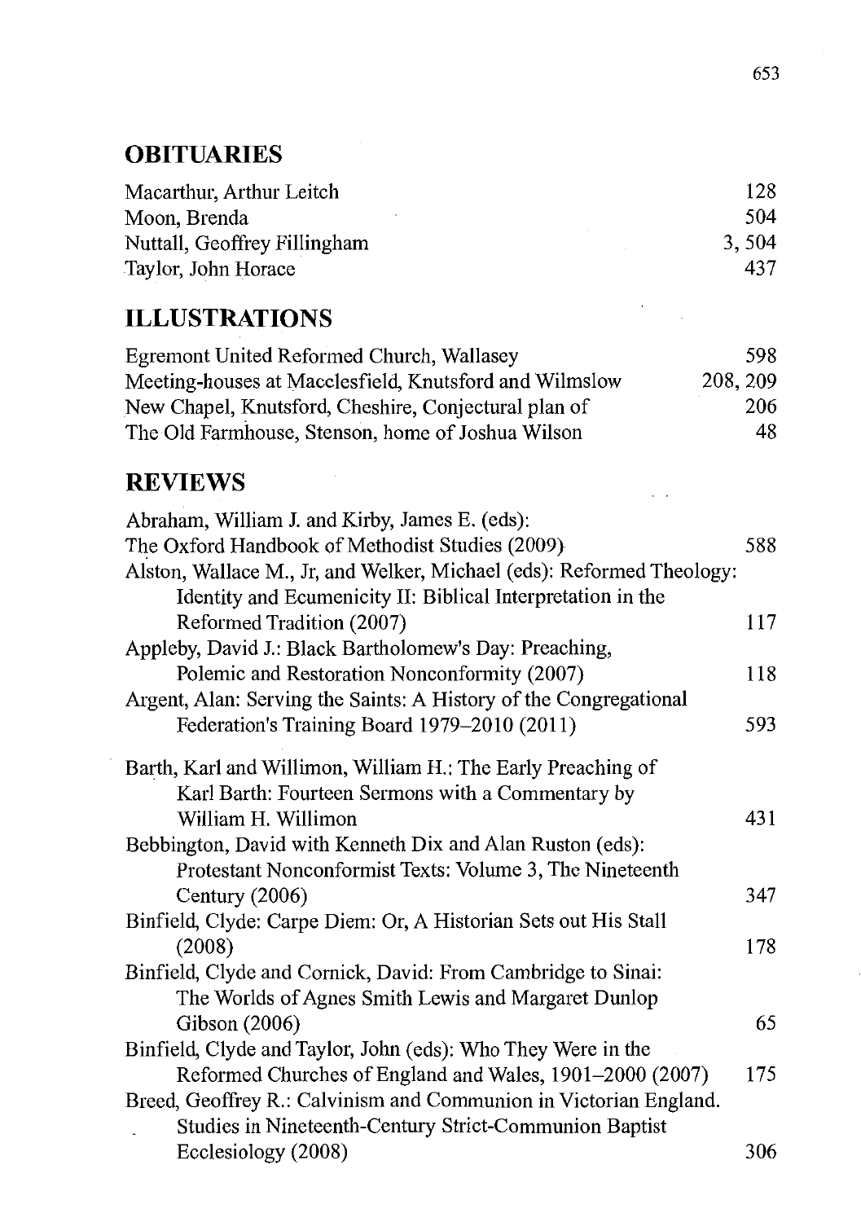## OBITUARIES

| | |
|---|---|
| Macarthur, Arthur Leitch | 128 |
| Moon, Brenda | 504 |
| Nuttall, Geoffrey Fillingham | 3, 504 |
| Taylor, John Horace | 437 |

## ILLUSTRATIONS

| | |
|---|---|
| Egremont United Reformed Church, Wallasey | 598 |
| Meeting-houses at Macclesfield, Knutsford and Wilmslow | 208, 209 |
| New Chapel, Knutsford, Cheshire, Conjectural plan of | 206 |
| The Old Farmhouse, Stenson, home of Joshua Wilson | 48 |

## REVIEWS

| | |
|---|---|
| Abraham, William J. and Kirby, James E. (eds): The Oxford Handbook of Methodist Studies (2009) | 588 |
| Alston, Wallace M., Jr, and Welker, Michael (eds): Reformed Theology: Identity and Ecumenicity II: Biblical Interpretation in the Reformed Tradition (2007) | 117 |
| Appleby, David J.: Black Bartholomew's Day: Preaching, Polemic and Restoration Nonconformity (2007) | 118 |
| Argent, Alan: Serving the Saints: A History of the Congregational Federation's Training Board 1979–2010 (2011) | 593 |
| Barth, Karl and Willimon, William H.: The Early Preaching of Karl Barth: Fourteen Sermons with a Commentary by William H. Willimon | 431 |
| Bebbington, David with Kenneth Dix and Alan Ruston (eds): Protestant Nonconformist Texts: Volume 3, The Nineteenth Century (2006) | 347 |
| Binfield, Clyde: Carpe Diem: Or, A Historian Sets out His Stall (2008) | 178 |
| Binfield, Clyde and Cornick, David: From Cambridge to Sinai: The Worlds of Agnes Smith Lewis and Margaret Dunlop Gibson (2006) | 65 |
| Binfield, Clyde and Taylor, John (eds): Who They Were in the Reformed Churches of England and Wales, 1901–2000 (2007) | 175 |
| Breed, Geoffrey R.: Calvinism and Communion in Victorian England. Studies in Nineteenth-Century Strict-Communion Baptist Ecclesiology (2008) | 306 |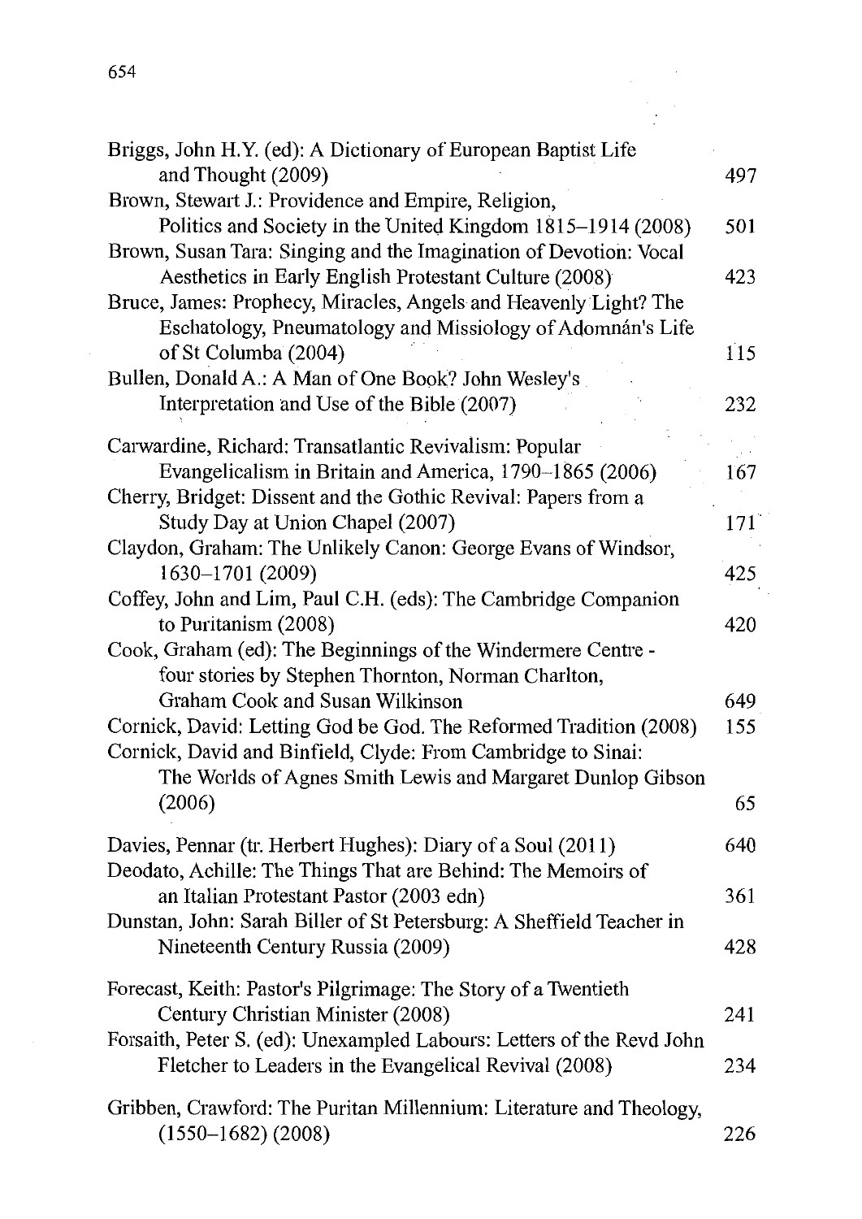Briggs, John H.Y. (ed): A Dictionary of European Baptist Life and Thought (2009) 497

Brown, Stewart J.: Providence and Empire, Religion, Politics and Society in the United Kingdom 1815–1914 (2008) 501

Brown, Susan Tara: Singing and the Imagination of Devotion: Vocal Aesthetics in Early English Protestant Culture (2008) 423

Bruce, James: Prophecy, Miracles, Angels and Heavenly Light? The Eschatology, Pneumatology and Missiology of Adomnán's Life of St Columba (2004) 115

Bullen, Donald A.: A Man of One Book? John Wesley's Interpretation and Use of the Bible (2007) 232

Carwardine, Richard: Transatlantic Revivalism: Popular Evangelicalism in Britain and America, 1790–1865 (2006) 167

Cherry, Bridget: Dissent and the Gothic Revival: Papers from a Study Day at Union Chapel (2007) 171

Claydon, Graham: The Unlikely Canon: George Evans of Windsor, 1630–1701 (2009) 425

Coffey, John and Lim, Paul C.H. (eds): The Cambridge Companion to Puritanism (2008) 420

Cook, Graham (ed): The Beginnings of the Windermere Centre - four stories by Stephen Thornton, Norman Charlton, Graham Cook and Susan Wilkinson 649

Cornick, David: Letting God be God. The Reformed Tradition (2008) 155

Cornick, David and Binfield, Clyde: From Cambridge to Sinai: The Worlds of Agnes Smith Lewis and Margaret Dunlop Gibson (2006) 65

Davies, Pennar (tr. Herbert Hughes): Diary of a Soul (2011) 640

Deodato, Achille: The Things That are Behind: The Memoirs of an Italian Protestant Pastor (2003 edn) 361

Dunstan, John: Sarah Biller of St Petersburg: A Sheffield Teacher in Nineteenth Century Russia (2009) 428

Forecast, Keith: Pastor's Pilgrimage: The Story of a Twentieth Century Christian Minister (2008) 241

Forsaith, Peter S. (ed): Unexampled Labours: Letters of the Revd John Fletcher to Leaders in the Evangelical Revival (2008) 234

Gribben, Crawford: The Puritan Millennium: Literature and Theology, (1550–1682) (2008) 226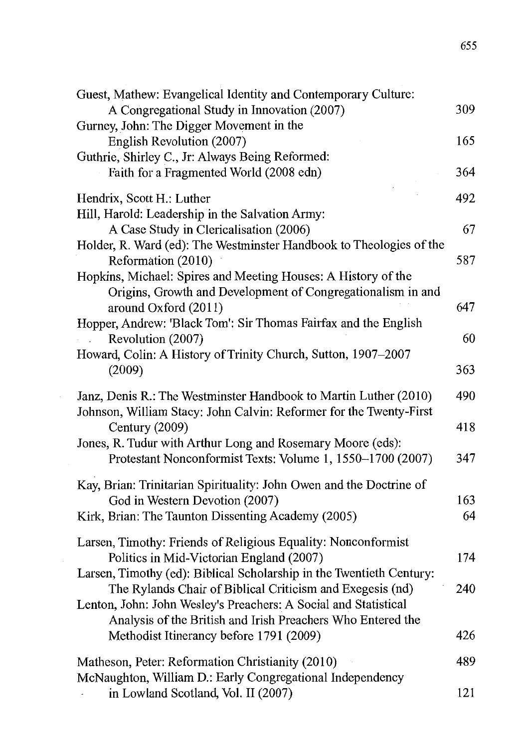Guest, Mathew: Evangelical Identity and Contemporary Culture: A Congregational Study in Innovation (2007) 309
Gurney, John: The Digger Movement in the English Revolution (2007) 165
Guthrie, Shirley C., Jr: Always Being Reformed: Faith for a Fragmented World (2008 edn) 364

Hendrix, Scott H.: Luther 492
Hill, Harold: Leadership in the Salvation Army: A Case Study in Clericalisation (2006) 67
Holder, R. Ward (ed): The Westminster Handbook to Theologies of the Reformation (2010) 587
Hopkins, Michael: Spires and Meeting Houses: A History of the Origins, Growth and Development of Congregationalism in and around Oxford (2011) 647
Hopper, Andrew: 'Black Tom': Sir Thomas Fairfax and the English Revolution (2007) 60
Howard, Colin: A History of Trinity Church, Sutton, 1907–2007 (2009) 363

Janz, Denis R.: The Westminster Handbook to Martin Luther (2010) 490
Johnson, William Stacy: John Calvin: Reformer for the Twenty-First Century (2009) 418
Jones, R. Tudur with Arthur Long and Rosemary Moore (eds): Protestant Nonconformist Texts: Volume 1, 1550–1700 (2007) 347

Kay, Brian: Trinitarian Spirituality: John Owen and the Doctrine of God in Western Devotion (2007) 163
Kirk, Brian: The Taunton Dissenting Academy (2005) 64

Larsen, Timothy: Friends of Religious Equality: Nonconformist Politics in Mid-Victorian England (2007) 174
Larsen, Timothy (ed): Biblical Scholarship in the Twentieth Century: The Rylands Chair of Biblical Criticism and Exegesis (nd) 240
Lenton, John: John Wesley's Preachers: A Social and Statistical Analysis of the British and Irish Preachers Who Entered the Methodist Itinerancy before 1791 (2009) 426

Matheson, Peter: Reformation Christianity (2010) 489
McNaughton, William D.: Early Congregational Independency in Lowland Scotland, Vol. II (2007) 121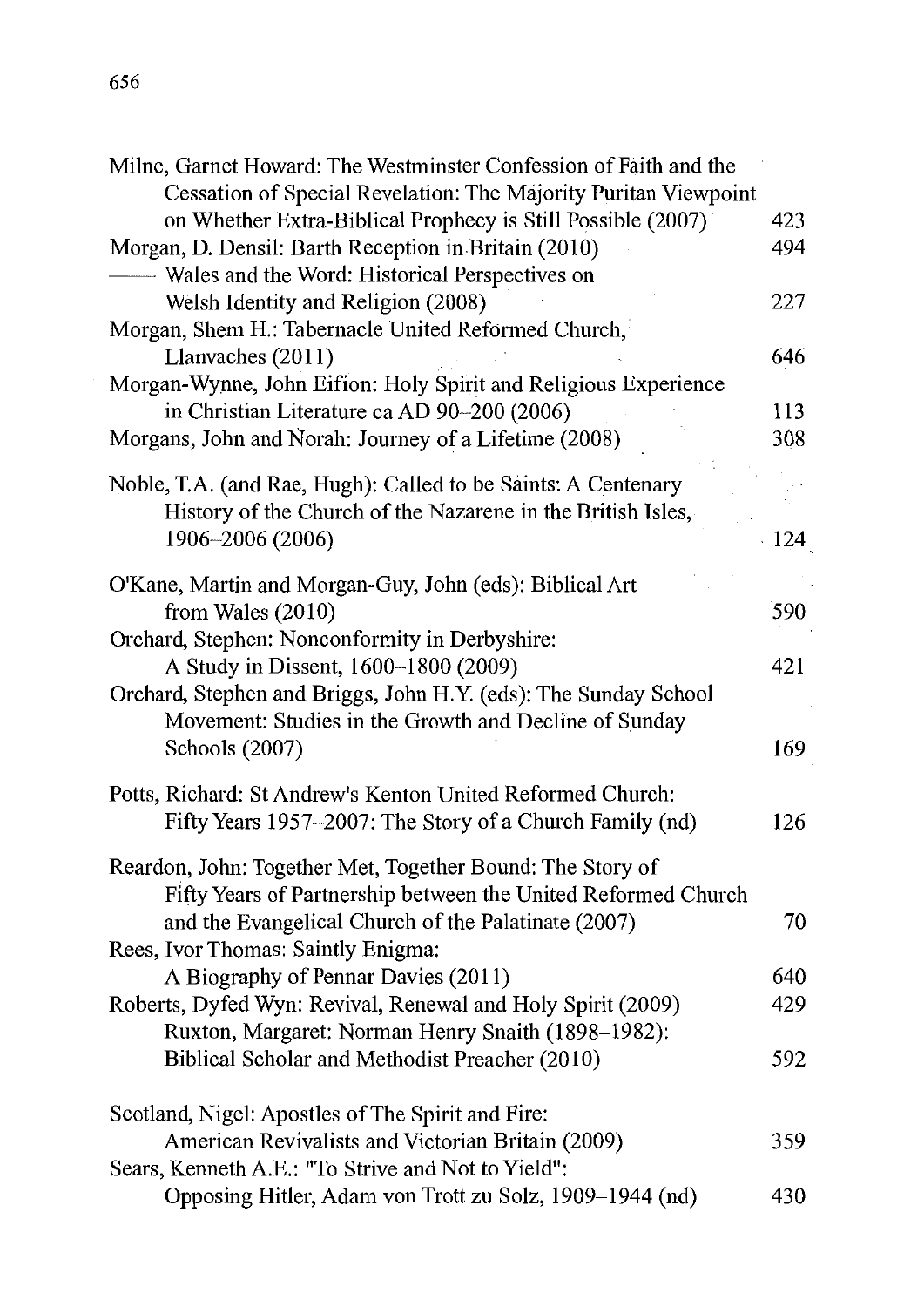Milne, Garnet Howard: The Westminster Confession of Faith and the Cessation of Special Revelation: The Majority Puritan Viewpoint on Whether Extra-Biblical Prophecy is Still Possible (2007) 423

Morgan, D. Densil: Barth Reception in Britain (2010) 494

—— Wales and the Word: Historical Perspectives on Welsh Identity and Religion (2008) 227

Morgan, Shem H.: Tabernacle United Reformed Church, Llanvaches (2011) 646

Morgan-Wynne, John Eifion: Holy Spirit and Religious Experience in Christian Literature ca AD 90–200 (2006) 113

Morgans, John and Norah: Journey of a Lifetime (2008) 308

Noble, T.A. (and Rae, Hugh): Called to be Saints: A Centenary History of the Church of the Nazarene in the British Isles, 1906–2006 (2006) 124

O'Kane, Martin and Morgan-Guy, John (eds): Biblical Art from Wales (2010) 590

Orchard, Stephen: Nonconformity in Derbyshire: A Study in Dissent, 1600–1800 (2009) 421

Orchard, Stephen and Briggs, John H.Y. (eds): The Sunday School Movement: Studies in the Growth and Decline of Sunday Schools (2007) 169

Potts, Richard: St Andrew's Kenton United Reformed Church: Fifty Years 1957–2007: The Story of a Church Family (nd) 126

Reardon, John: Together Met, Together Bound: The Story of Fifty Years of Partnership between the United Reformed Church and the Evangelical Church of the Palatinate (2007) 70

Rees, Ivor Thomas: Saintly Enigma: A Biography of Pennar Davies (2011) 640

Roberts, Dyfed Wyn: Revival, Renewal and Holy Spirit (2009) 429

Ruxton, Margaret: Norman Henry Snaith (1898–1982): Biblical Scholar and Methodist Preacher (2010) 592

Scotland, Nigel: Apostles of The Spirit and Fire: American Revivalists and Victorian Britain (2009) 359

Sears, Kenneth A.E.: "To Strive and Not to Yield": Opposing Hitler, Adam von Trott zu Solz, 1909–1944 (nd) 430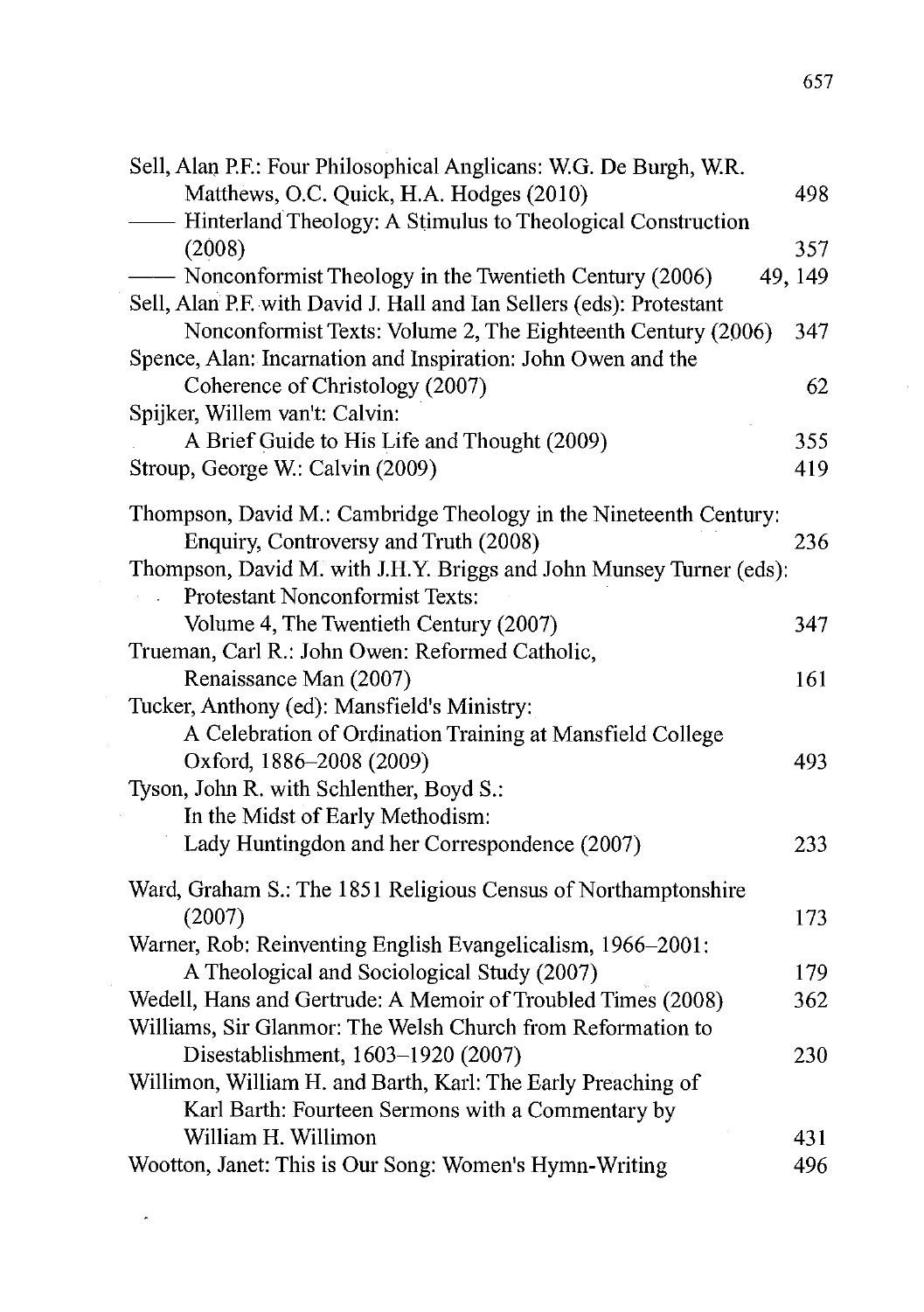Sell, Alan P.F.: Four Philosophical Anglicans: W.G. De Burgh, W.R. Matthews, O.C. Quick, H.A. Hodges (2010) 498

—— Hinterland Theology: A Stimulus to Theological Construction (2008) 357

—— Nonconformist Theology in the Twentieth Century (2006) 49, 149

Sell, Alan P.F. with David J. Hall and Ian Sellers (eds): Protestant Nonconformist Texts: Volume 2, The Eighteenth Century (2006) 347

Spence, Alan: Incarnation and Inspiration: John Owen and the Coherence of Christology (2007) 62

Spijker, Willem van't: Calvin: A Brief Guide to His Life and Thought (2009) 355

Stroup, George W.: Calvin (2009) 419

Thompson, David M.: Cambridge Theology in the Nineteenth Century: Enquiry, Controversy and Truth (2008) 236

Thompson, David M. with J.H.Y. Briggs and John Munsey Turner (eds): Protestant Nonconformist Texts: Volume 4, The Twentieth Century (2007) 347

Trueman, Carl R.: John Owen: Reformed Catholic, Renaissance Man (2007) 161

Tucker, Anthony (ed): Mansfield's Ministry: A Celebration of Ordination Training at Mansfield College Oxford, 1886–2008 (2009) 493

Tyson, John R. with Schlenther, Boyd S.: In the Midst of Early Methodism: Lady Huntingdon and her Correspondence (2007) 233

Ward, Graham S.: The 1851 Religious Census of Northamptonshire (2007) 173

Warner, Rob: Reinventing English Evangelicalism, 1966–2001: A Theological and Sociological Study (2007) 179

Wedell, Hans and Gertrude: A Memoir of Troubled Times (2008) 362

Williams, Sir Glanmor: The Welsh Church from Reformation to Disestablishment, 1603–1920 (2007) 230

Willimon, William H. and Barth, Karl: The Early Preaching of Karl Barth: Fourteen Sermons with a Commentary by William H. Willimon 431

Wootton, Janet: This is Our Song: Women's Hymn-Writing 496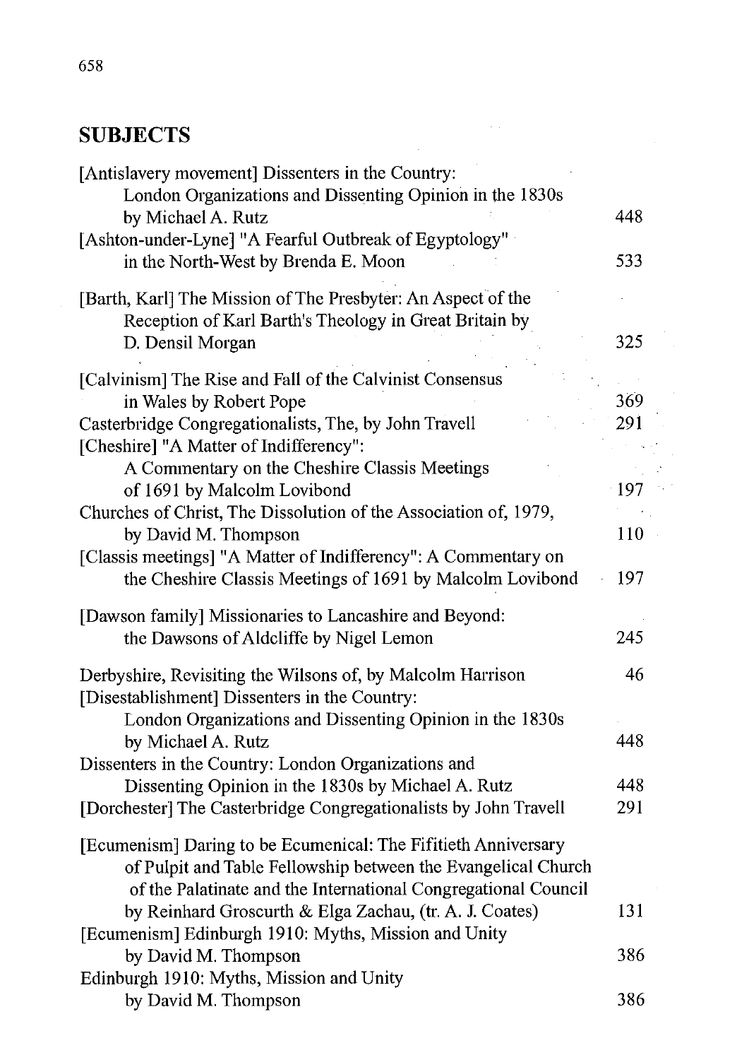## SUBJECTS

[Antislavery movement] Dissenters in the Country: London Organizations and Dissenting Opinion in the 1830s by Michael A. Rutz 448

[Ashton-under-Lyne] "A Fearful Outbreak of Egyptology" in the North-West by Brenda E. Moon 533

[Barth, Karl] The Mission of The Presbyter: An Aspect of the Reception of Karl Barth's Theology in Great Britain by D. Densil Morgan 325

[Calvinism] The Rise and Fall of the Calvinist Consensus in Wales by Robert Pope 369

Casterbridge Congregationalists, The, by John Travell 291

[Cheshire] "A Matter of Indifferency": A Commentary on the Cheshire Classis Meetings of 1691 by Malcolm Lovibond 197

Churches of Christ, The Dissolution of the Association of, 1979, by David M. Thompson 110

[Classis meetings] "A Matter of Indifferency": A Commentary on the Cheshire Classis Meetings of 1691 by Malcolm Lovibond 197

[Dawson family] Missionaries to Lancashire and Beyond: the Dawsons of Aldcliffe by Nigel Lemon 245

Derbyshire, Revisiting the Wilsons of, by Malcolm Harrison 46

[Disestablishment] Dissenters in the Country: London Organizations and Dissenting Opinion in the 1830s by Michael A. Rutz 448

Dissenters in the Country: London Organizations and Dissenting Opinion in the 1830s by Michael A. Rutz 448

[Dorchester] The Casterbridge Congregationalists by John Travell 291

[Ecumenism] Daring to be Ecumenical: The Fifitieth Anniversary of Pulpit and Table Fellowship between the Evangelical Church of the Palatinate and the International Congregational Council by Reinhard Groscurth & Elga Zachau, (tr. A. J. Coates) 131

[Ecumenism] Edinburgh 1910: Myths, Mission and Unity by David M. Thompson 386

Edinburgh 1910: Myths, Mission and Unity by David M. Thompson 386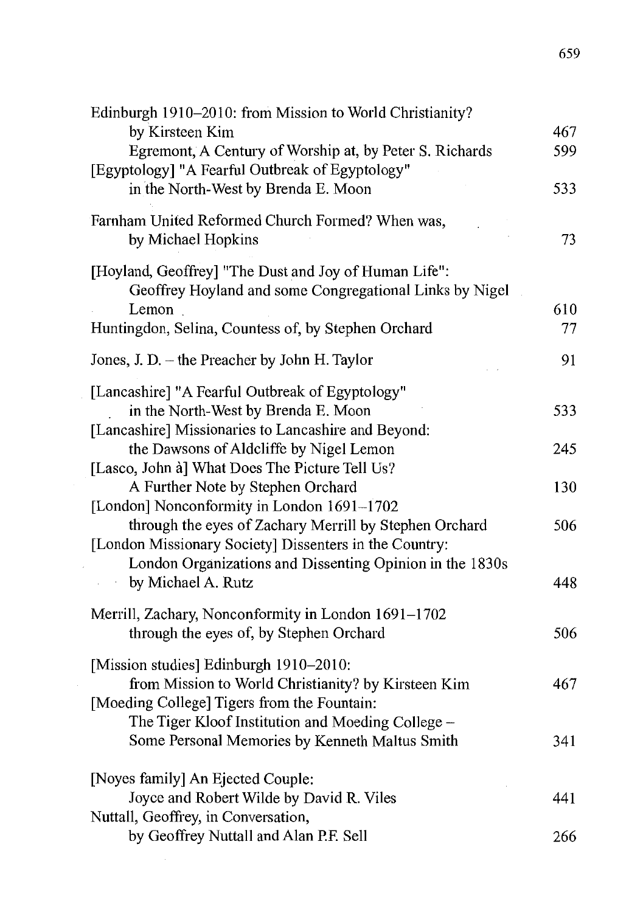Edinburgh 1910–2010: from Mission to World Christianity?
by Kirsteen Kim 467

Egremont, A Century of Worship at, by Peter S. Richards 599

[Egyptology] "A Fearful Outbreak of Egyptology"
in the North-West by Brenda E. Moon 533

Farnham United Reformed Church Formed? When was,
by Michael Hopkins 73

[Hoyland, Geoffrey] "The Dust and Joy of Human Life":
Geoffrey Hoyland and some Congregational Links by Nigel Lemon 610

Huntingdon, Selina, Countess of, by Stephen Orchard 77

Jones, J. D. – the Preacher by John H. Taylor 91

[Lancashire] "A Fearful Outbreak of Egyptology"
in the North-West by Brenda E. Moon 533

[Lancashire] Missionaries to Lancashire and Beyond:
the Dawsons of Aldcliffe by Nigel Lemon 245

[Lasco, John à] What Does The Picture Tell Us?
A Further Note by Stephen Orchard 130

[London] Nonconformity in London 1691–1702
through the eyes of Zachary Merrill by Stephen Orchard 506

[London Missionary Society] Dissenters in the Country:
London Organizations and Dissenting Opinion in the 1830s
by Michael A. Rutz 448

Merrill, Zachary, Nonconformity in London 1691–1702
through the eyes of, by Stephen Orchard 506

[Mission studies] Edinburgh 1910–2010:
from Mission to World Christianity? by Kirsteen Kim 467

[Moeding College] Tigers from the Fountain:
The Tiger Kloof Institution and Moeding College –
Some Personal Memories by Kenneth Maltus Smith 341

[Noyes family] An Ejected Couple:
Joyce and Robert Wilde by David R. Viles 441

Nuttall, Geoffrey, in Conversation,
by Geoffrey Nuttall and Alan P.F. Sell 266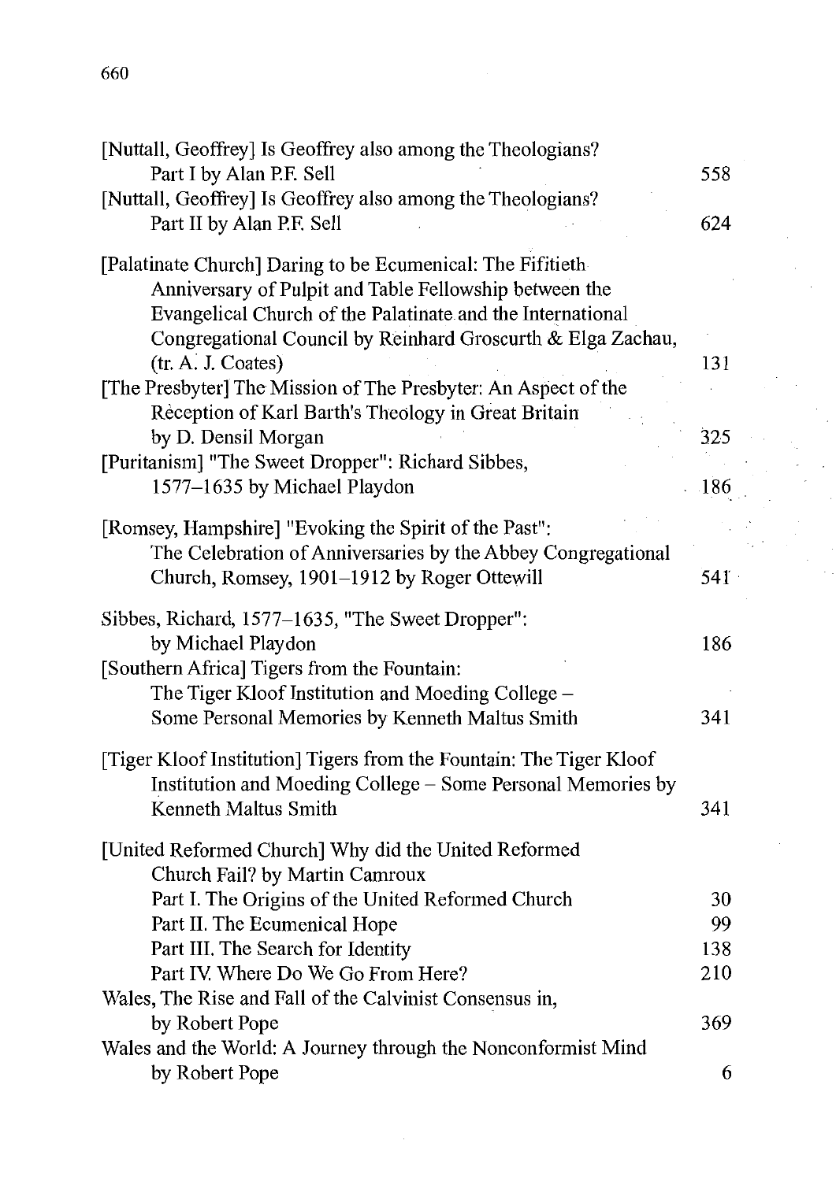[Nuttall, Geoffrey] Is Geoffrey also among the Theologians? Part I by Alan P.F. Sell 558

[Nuttall, Geoffrey] Is Geoffrey also among the Theologians? Part II by Alan P.F. Sell 624

[Palatinate Church] Daring to be Ecumenical: The Fifitieth Anniversary of Pulpit and Table Fellowship between the Evangelical Church of the Palatinate and the International Congregational Council by Reinhard Groscurth & Elga Zachau, (tr. A. J. Coates) 131

[The Presbyter] The Mission of The Presbyter: An Aspect of the Reception of Karl Barth's Theology in Great Britain by D. Densil Morgan 325

[Puritanism] "The Sweet Dropper": Richard Sibbes, 1577–1635 by Michael Playdon 186

[Romsey, Hampshire] "Evoking the Spirit of the Past": The Celebration of Anniversaries by the Abbey Congregational Church, Romsey, 1901–1912 by Roger Ottewill 541

Sibbes, Richard, 1577–1635, "The Sweet Dropper": by Michael Playdon 186

[Southern Africa] Tigers from the Fountain: The Tiger Kloof Institution and Moeding College – Some Personal Memories by Kenneth Maltus Smith 341

[Tiger Kloof Institution] Tigers from the Fountain: The Tiger Kloof Institution and Moeding College – Some Personal Memories by Kenneth Maltus Smith 341

[United Reformed Church] Why did the United Reformed Church Fail? by Martin Camroux
- Part I. The Origins of the United Reformed Church 30
- Part II. The Ecumenical Hope 99
- Part III. The Search for Identity 138
- Part IV. Where Do We Go From Here? 210

Wales, The Rise and Fall of the Calvinist Consensus in, by Robert Pope 369

Wales and the World: A Journey through the Nonconformist Mind by Robert Pope 6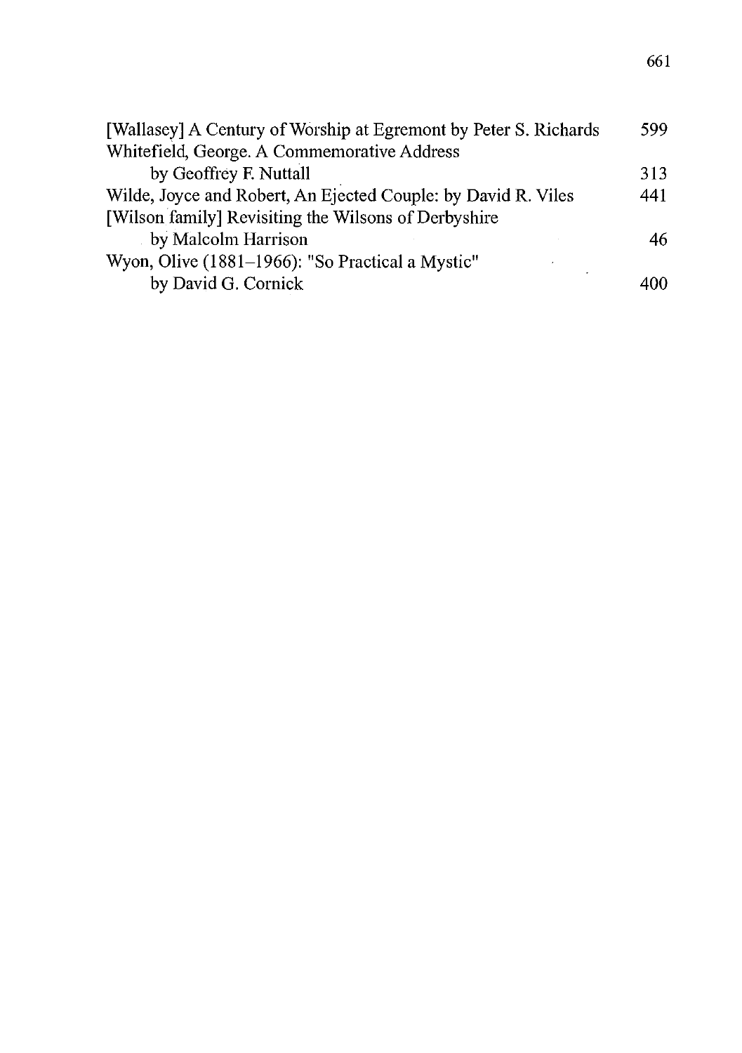[Wallasey] A Century of Worship at Egremont by Peter S. Richards 599

Whitefield, George. A Commemorative Address
by Geoffrey F. Nuttall 313

Wilde, Joyce and Robert, An Ejected Couple: by David R. Viles 441

[Wilson family] Revisiting the Wilsons of Derbyshire
by Malcolm Harrison 46

Wyon, Olive (1881–1966): "So Practical a Mystic"
by David G. Cornick 400